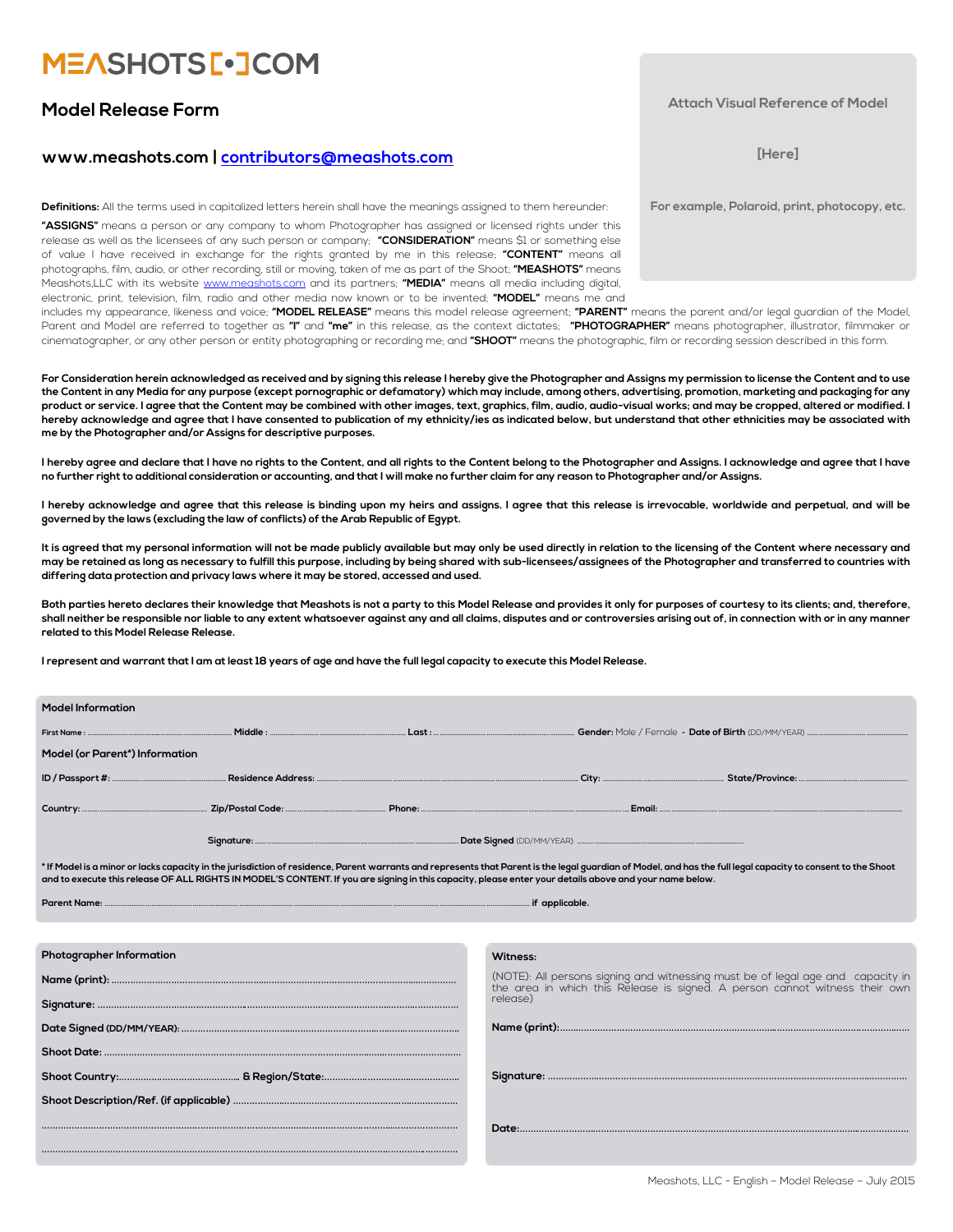# MEASHOTS [•] COM

## Model Release Form

### www.meashots.com | contributors@meashots.com

Attach Visual Reference of Model

[Here]

For example, Polaroid, print, photocopy, etc.

**Definitions:** All the terms used in capitalized letters herein shall have the meanings assigned to them hereunder:

**"ASSIGNS"** means a person or any company to whom Photographer has assigned or licensed rights under this release as well as the licensees of any such person or company; **"CONSIDERATION"** means $1 or something else of value I have received in exchange for the rights granted by me in this release; **"CONTENT"** means all photographs, film, audio, or other recording, still or moving, taken of me as part of the Shoot; **"MEASHOTS"** means Meashots,LLC with its website www.meashots.com and its partners; **"MEDIA"** means all media including digital, electronic, print, television, film, radio and other media now known or to be invented; **"MODEL"** means me and includes my appearance, likeness and voice; **"MODEL RELEASE"** means this model release agreement; **"PARENT"** means the parent and/or legal guardian of the Model, Parent and Model are referred to together as **"I"** and **"me"** in this release, as the context dictates; **"PHOTOGRAPHER"** means photographer, illustrator, filmmaker or cinematographer, or any other person or entity photographing or recording me; and **"SHOOT"** means the photographic, film or recording session described in this form.

**For Consideration herein acknowledged as received and by signing this release I hereby give the Photographer and Assigns my permission to license the Content and to use the Content in any Media for any purpose (except pornographic or defamatory) which may include, among others, advertising, promotion, marketing and packaging for any product or service. I agree that the Content may be combined with other images, text, graphics, film, audio, audio-visual works; and may be cropped, altered or modified. I hereby acknowledge and agree that I have consented to publication of my ethnicity/ies as indicated below, but understand that other ethnicities may be associated with me by the Photographer and/or Assigns for descriptive purposes.**

**I hereby agree and declare that I have no rights to the Content, and all rights to the Content belong to the Photographer and Assigns. I acknowledge and agree that I have no further right to additional consideration or accounting, and that I will make no further claim for any reason to Photographer and/or Assigns.**

**I hereby acknowledge and agree that this release is binding upon my heirs and assigns. I agree that this release is irrevocable, worldwide and perpetual, and will be governed by the laws (excluding the law of conflicts) of the Arab Republic of Egypt.**

**It is agreed that my personal information will not be made publicly available but may only be used directly in relation to the licensing of the Content where necessary and may be retained as long as necessary to fulfill this purpose, including by being shared with sub-licensees/assignees of the Photographer and transferred to countries with differing data protection and privacy laws where it may be stored, accessed and used.**

**Both parties hereto declares their knowledge that Meashots is not a party to this Model Release and provides it only for purposes of courtesy to its clients; and, therefore, shall neither be responsible nor liable to any extent whatsoever against any and all claims, disputes and or controversies arising out of, in connection with or in any manner related to this Model Release Release.**

**I represent and warrant that I am at least 18 years of age and have the full legal capacity to execute this Model Release.**

**Model Information**

**First Name :** ................ **Middle :** ................ **Last :** ................ **Gender:** Male / Female - **Date of Birth** (DD/MM/YEAR) ................

**Model (or Parent*) Information**

**ID / Passport #:** ................ **Residence Address:** ................ **City:** ................ **State/Province:** ................

**Country:** ................ **Zip/Postal Code:** ................ **Phone:** ................ **Email:** ................

**Signature:** ................ **Date Signed** (DD/MM/YEAR): ................

**\* If Model is a minor or lacks capacity in the jurisdiction of residence, Parent warrants and represents that Parent is the legal guardian of Model, and has the full legal capacity to consent to the Shoot and to execute this release OF ALL RIGHTS IN MODEL'S CONTENT. If you are signing in this capacity, please enter your details above and your name below.**

**Parent Name:** ................ **if applicable.**

**Photographer Information**

**Name (print):** ................

**Signature:** ................

**Date Signed (DD/MM/YEAR):** ................

**Shoot Date:** ................

**Shoot Country:** ................ **& Region/State:** ................

**Shoot Description/Ref. (if applicable)** ................

................

................

**Witness:**

(NOTE): All persons signing and witnessing must be of legal age and capacity in the area in which this Release is signed. A person cannot witness their own release)

**Name (print):** ................

**Signature:** ................

**Date:** ................

Meashots, LLC - English – Model Release – July 2015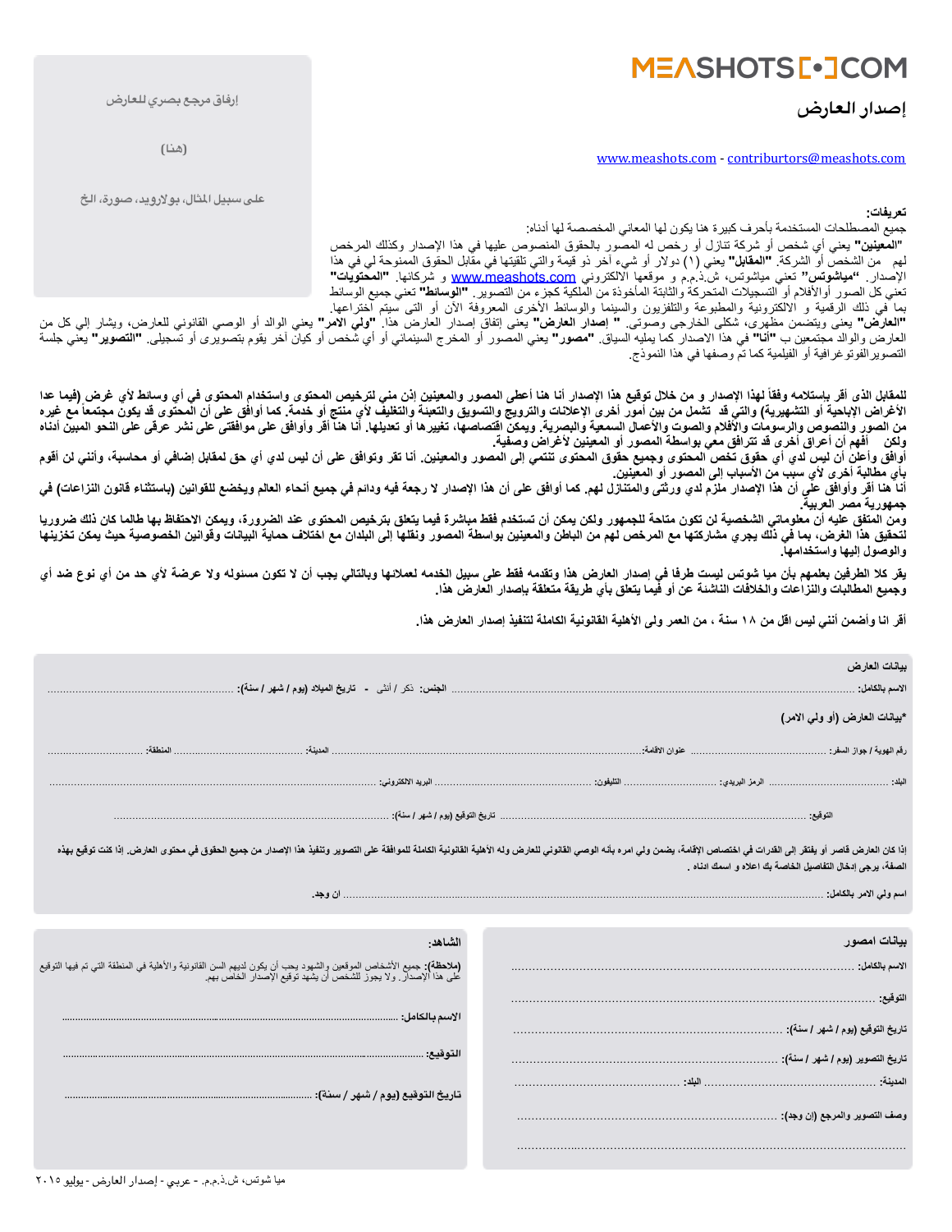MEASHOTS[•]COM

# إصدار العارض

إرفاق مرجع بصري للعارض

(هنا)

على سبيل المثال، بولارويد، صورة، الخ

www.meashots.com - contributortors@meashots.com

**تعريفات:**

جميع المصطلحات المستخدمة بأحرف كبيرة هنا يكون لها المعاني المخصصة لها أدناه:

**"المعينين"** يعني أي شخص أو شركة تنازل أو رخص له المصور بالحقوق المنصوص عليها في هذا الإصدار وكذلك المرخص لهم من الشخص أو الشركة. **"المقابل"** يعني (١) دولار أو شيء آخر ذو قيمة والتي تلقيتها في مقابل الحقوق الممنوحة لي في هذا الإصدار. **"مياشوتس"** تعني مياشوتس، ش.ذ.م.م و موقعها الالكتروني www.meashots.com و شركائها. **"المحتويات"** تعني كل الصور أوالأفلام أو التسجيلات المتحركة والثابتة المأخوذة من الملكية كجزء من التصوير. **"الوسائط"** تعني جميع الوسائط بما في ذلك الرقمية و الالكترونية والمطبوعة والتلفزيون والسينما والوسائط الأخرى المعروفة الآن أو التي سيتم اختراعها. **"العارض"** يعنى ويتضمن مظهرى، شكلى الخارجى وصوتى. **" إصدار العارض"** يعنى إتفاق إصدار العارض هذا. **"ولي الامر"** يعني الوالد أو الوصي القانوني للعارض، ويشار إلي كل من العارض والوالد مجتمعين ب **"أنا"** في هذا الاصدار كما يمليه السياق. **"مصور"** يعني المصور أو المخرج السينمائي أو أي شخص أو كيان آخر يقوم بتصويري أو تسجيلي. **"التصوير"** يعني جلسة التصوير الفوتوغرافية أو الفيلمية كما تم وصفها في هذا النموذج.

**للمقابل الذى أقر بإستلامه وفقاً لهذا الإصدار و من خلال توقيع هذا الاصدار أنا هنا أعطى المصور والمعينين إذن مني لترخيص المحتوى واستخدام المحتوى في أي وسائط لأي غرض (فيما عدا الأغراض الإباحية أو التشهيرية) والتي قد تشمل من بين أمور أخرى الإعلانات والترويج والتسويق والتعبئة والتغليف لأي منتج أو خدمة. كما أوافق على أن المحتوى قد يكون مجتمعاً مع غيره من الصور والنصوص والرسومات والأفلام والصوت والأعمال السمعية والبصرية. ويمكن إقتصاصها، تغييرها أو تعديلها. أنا هنا أقر وأوافق على موافقتي على نشر عرقي على النحو المبين أدناه ولكن أفهم أن أعراق أخرى قد تترافق معي بواسطة المصور أو المعينين لأغراض وصفية.**

**أوافق وأعلن أن ليس لدي أي حقوق تخص المحتوى وجميع حقوق المحتوى تنتمي إلى المصور والمعينين. أنا تقر وتوافق على أن ليس لدي أي حق لمقابل إضافي أو محاسبة، وأنني لن أقوم بأي مطالبة أخرى لأي سبب من الأسباب إلى المصور أو المعينين.**

**أنا هنا أقر وأوافق على أن هذا الإصدار ملزم لدي ورثتي والمتنازل لهم. كما أوافق على أن هذا الإصدار لا رجعة فيه ودائم في جميع أنحاء العالم ويخضع للقوانين (باستثناء قانون النزاعات) في جمهورية مصر العربية.**

**ومن المتفق عليه أن معلوماتي الشخصية لن تكون متاحة للجمهور ولكن يمكن أن تستخدم فقط مباشرة فيما يتعلق بترخيص المحتوى عند الضرورة، ويمكن الاحتفاظ بها طالما كان ذلك ضروريا لتحقيق هذا الغرض، بما في ذلك يجري مشاركتها مع المرخص لهم من الباطن والمعينين بواسطة المصور ونقلها إلى البلدان مع اختلاف حماية البيانات وقوانين الخصوصية حيث يمكن تخزينها والوصول إليها واستخدامها.**

**يقر كلا الطرفين بعلمهم بأن ميا شوتس ليست طرفا في إصدار العارض هذا وتقدمه فقط على سبيل الخدمه لعملائها وبالتالي يجب أن لا تكون مسئوله ولا عرضة لأي حد من أي نوع ضد أي وجميع المطالبات والنزاعات والخلافات الناشئة عن أو فيما يتعلق بأي طريقة متعلقة بإصدار العارض هذا.**

**أقر انا وأضمن أنني ليس اقل من ١٨ سنة ، من العمر ولى الأهلية القانونية الكاملة لتنفيذ إصدار العارض هذا.**

**بيانات العارض**

الاسم بالكامل: ........................ **الجنس:** ذكر / أنثى - **تاريخ الميلاد (يوم / شهر / سنة):** ........................

**\*بيانات العارض (أو ولي الامر)**

رقم الهوية / جواز السفر: ............ عنوان الاقامة: ............ المدينة: ............ المنطقة: ............

البلد: ............ الرمز البريدي: ............ التليفون: ............ البريد الالكتروني: ............

التوقيع: ............ تاريخ التوقيع (يوم / شهر / سنة): ............

إذا كان العارض قاصر أو يفتقر إلى القدرات في اختصاص الاقامة، يضمن ولي امره بأنه الوصي القانوني للعارض وله الأهلية القانونية الكاملة للموافقة على التصوير وتنفيذ هذا الاصدار من جميع الحقوق في محتوى العارض. إذا كنت توقيع بهذه الصفة، يرجى إدخال التفاصيل الخاصة بك اعلاه و اسمك ادناه .

اسم ولي الامر بالكامل: ........................ ان وجد.

**بيانات امصور**

الاسم بالكامل: ........................

التوقيع: ........................

تاريخ التوقيع (يوم / شهر / سنة): ........................

تاريخ التصوير (يوم / شهر / سنة): ........................

المدينة: ............ البلد: ............

وصف التصوير والمرجع (إن وجد): ........................

........................

**الشاهد:**

**(ملاحظة):** جميع الأشخاص الموقعين والشهود يجب أن يكون لديهم السن القانونية والأهلية في المنطقة التي تم فيها التوقيع على هذا الإصدار. ولا يجوز للشخص أن يشهد توقيع الإصدار الخاص بهم.

**الاسم بالكامل:** ........................

**التوقيع:** ........................

**تاريخ التوقيع (يوم / شهر / سنة):** ........................

ميا شوتس، ش.ذ.م.م. - عربي - إصدار العارض - يوليو ٢٠١٥